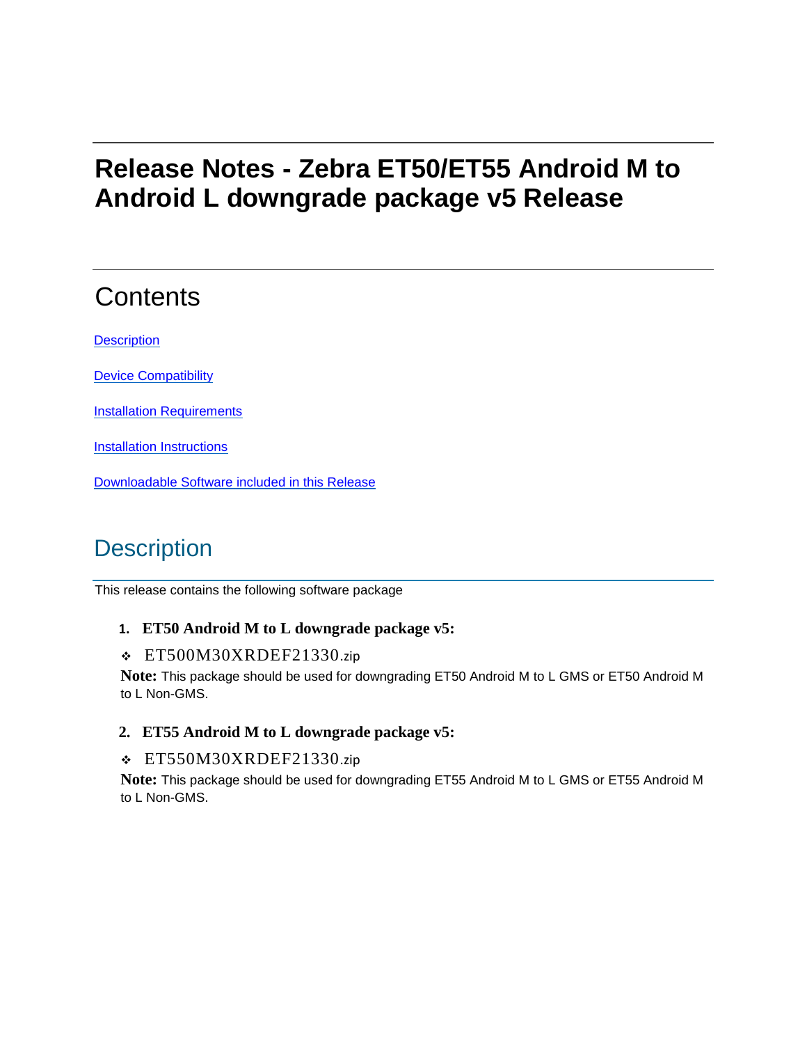# Release Notes - Zebra ET50/ET55 Android M to Android L downgrade package v5 Release

## Contents

[Description](#description)

[Device Compatibility](#device-compatibility)

[Installation Requirements](#installation-requirements)

[Installation Instructions](#installation-instructions)

[Downloadable Software included in this Release](#downloadable-software-included-in-this-release)

## Description

This release contains the following software package

1. **ET50 Android M to L downgrade package v5:**

   - ET500M30XRDEF21330.zip

   **Note:** This package should be used for downgrading ET50 Android M to L GMS or ET50 Android M to L Non-GMS.

2. **ET55 Android M to L downgrade package v5:**

   - ET550M30XRDEF21330.zip

   **Note:** This package should be used for downgrading ET55 Android M to L GMS or ET55 Android M to L Non-GMS.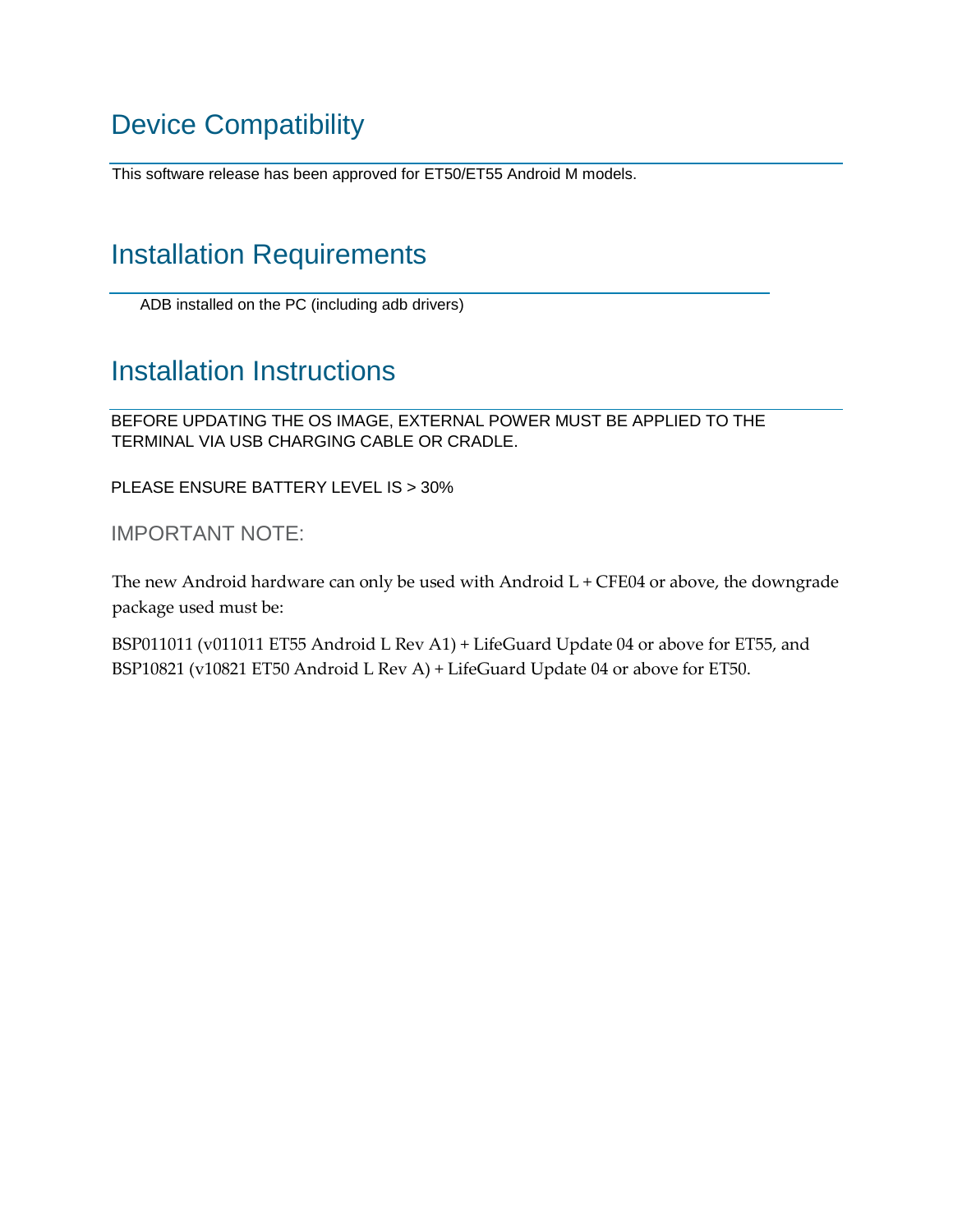# Device Compatibility

This software release has been approved for ET50/ET55 Android M models.

# Installation Requirements

ADB installed on the PC (including adb drivers)

# Installation Instructions

BEFORE UPDATING THE OS IMAGE, EXTERNAL POWER MUST BE APPLIED TO THE TERMINAL VIA USB CHARGING CABLE OR CRADLE.

PLEASE ENSURE BATTERY LEVEL IS > 30%

## IMPORTANT NOTE:

The new Android hardware can only be used with Android L + CFE04 or above, the downgrade package used must be:

BSP011011 (v011011 ET55 Android L Rev A1) + LifeGuard Update 04 or above for ET55, and BSP10821 (v10821 ET50 Android L Rev A) + LifeGuard Update 04 or above for ET50.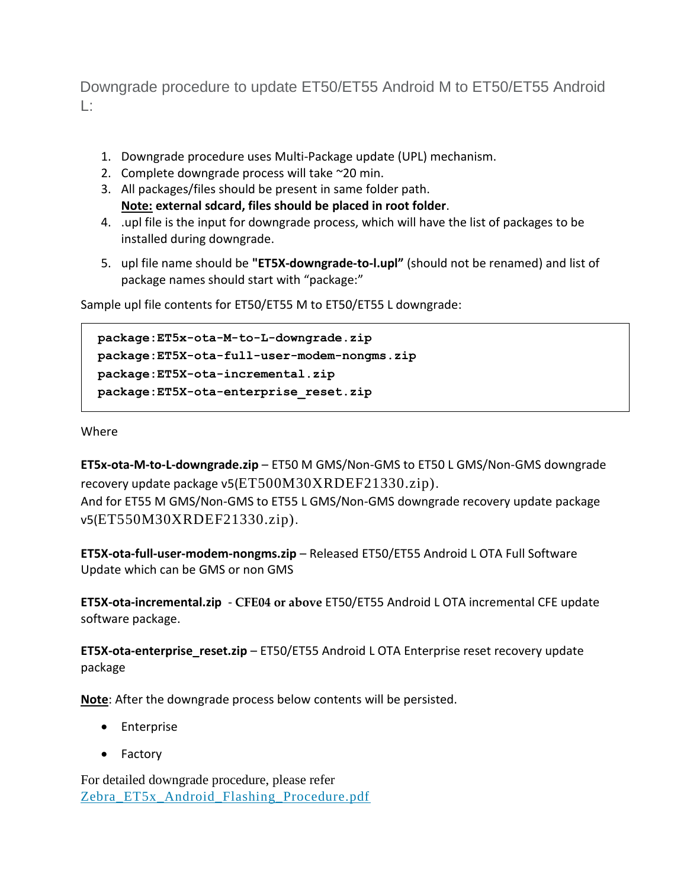## Downgrade procedure to update ET50/ET55 Android M to ET50/ET55 Android L:

1. Downgrade procedure uses Multi-Package update (UPL) mechanism.
2. Complete downgrade process will take ~20 min.
3. All packages/files should be present in same folder path.
   **Note: external sdcard, files should be placed in root folder**.
4. .upl file is the input for downgrade process, which will have the list of packages to be installed during downgrade.
5. upl file name should be **"ET5X-downgrade-to-l.upl"** (should not be renamed) and list of package names should start with "package:"

Sample upl file contents for ET50/ET55 M to ET50/ET55 L downgrade:

```
package:ET5x-ota-M-to-L-downgrade.zip
package:ET5X-ota-full-user-modem-nongms.zip
package:ET5X-ota-incremental.zip
package:ET5X-ota-enterprise_reset.zip
```

Where

**ET5x-ota-M-to-L-downgrade.zip** – ET50 M GMS/Non-GMS to ET50 L GMS/Non-GMS downgrade recovery update package v5(ET500M30XRDEF21330.zip).
And for ET55 M GMS/Non-GMS to ET55 L GMS/Non-GMS downgrade recovery update package v5(ET550M30XRDEF21330.zip).

**ET5X-ota-full-user-modem-nongms.zip** – Released ET50/ET55 Android L OTA Full Software Update which can be GMS or non GMS

**ET5X-ota-incremental.zip** - **CFE04 or above** ET50/ET55 Android L OTA incremental CFE update software package.

**ET5X-ota-enterprise_reset.zip** – ET50/ET55 Android L OTA Enterprise reset recovery update package

**Note**: After the downgrade process below contents will be persisted.

- Enterprise
- Factory

For detailed downgrade procedure, please refer Zebra_ET5x_Android_Flashing_Procedure.pdf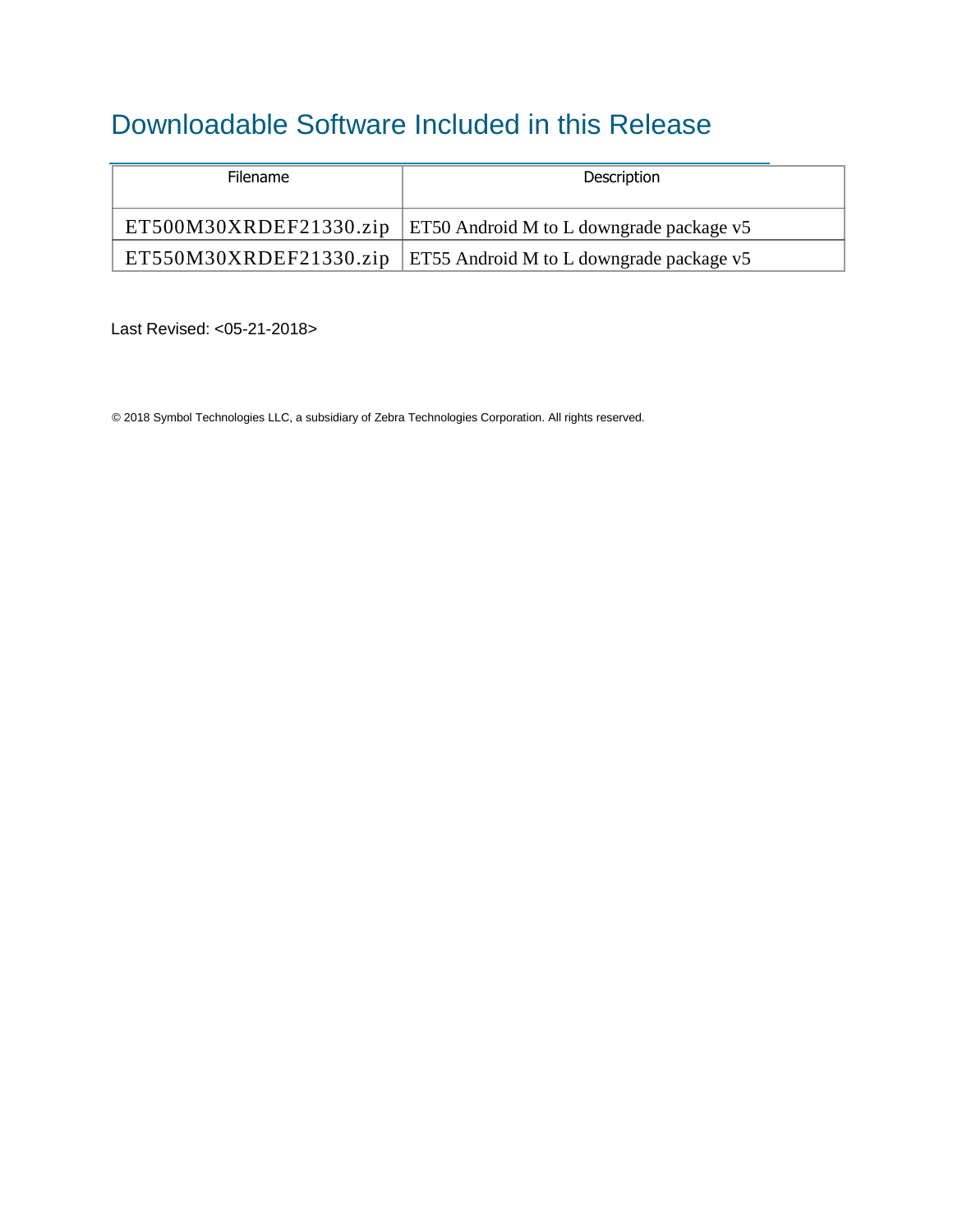## Downloadable Software Included in this Release

| Filename | Description |
|---|---|
| ET500M30XRDEF21330.zip | ET50 Android M to L downgrade package v5 |
| ET550M30XRDEF21330.zip | ET55 Android M to L downgrade package v5 |

Last Revised: <05-21-2018>

© 2018 Symbol Technologies LLC, a subsidiary of Zebra Technologies Corporation. All rights reserved.